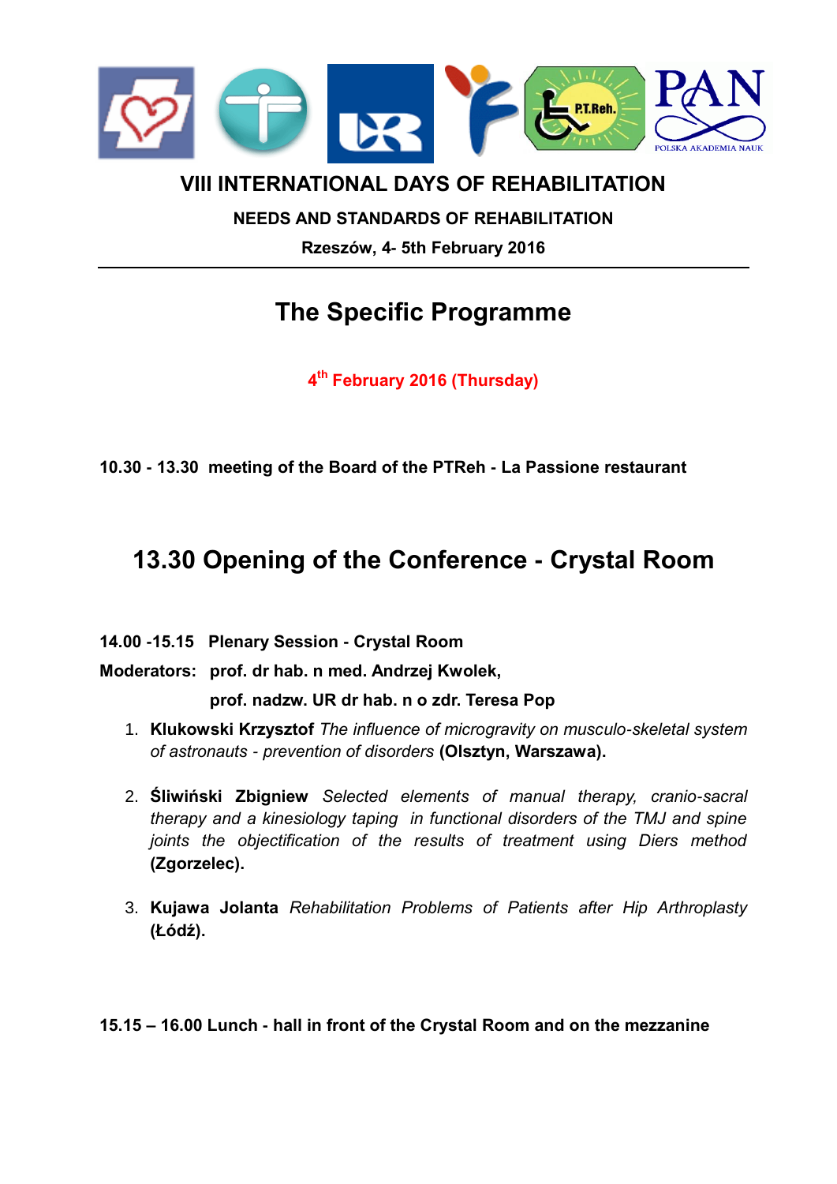# VIII INTERNATIONAL DAYS OF REHABILITATION

**NEEDS AND STANDARDS OF REHABILITATION**

**Rzeszów, 4- 5th February 2016**

---

## The Specific Programme

**4th February 2016 (Thursday)**

**10.30 - 13.30 meeting of the Board of the PTReh - La Passione restaurant**

## 13.30 Opening of the Conference - Crystal Room

**14.00 -15.15 Plenary Session - Crystal Room**

**Moderators: prof. dr hab. n med. Andrzej Kwolek,**

**prof. nadzw. UR dr hab. n o zdr. Teresa Pop**

1. **Klukowski Krzysztof** *The influence of microgravity on musculo-skeletal system of astronauts - prevention of disorders* **(Olsztyn, Warszawa).**

2. **Śliwiński Zbigniew** *Selected elements of manual therapy, cranio-sacral therapy and a kinesiology taping in functional disorders of the TMJ and spine joints the objectification of the results of treatment using Diers method* **(Zgorzelec).**

3. **Kujawa Jolanta** *Rehabilitation Problems of Patients after Hip Arthroplasty* **(Łódź).**

**15.15 – 16.00 Lunch - hall in front of the Crystal Room and on the mezzanine**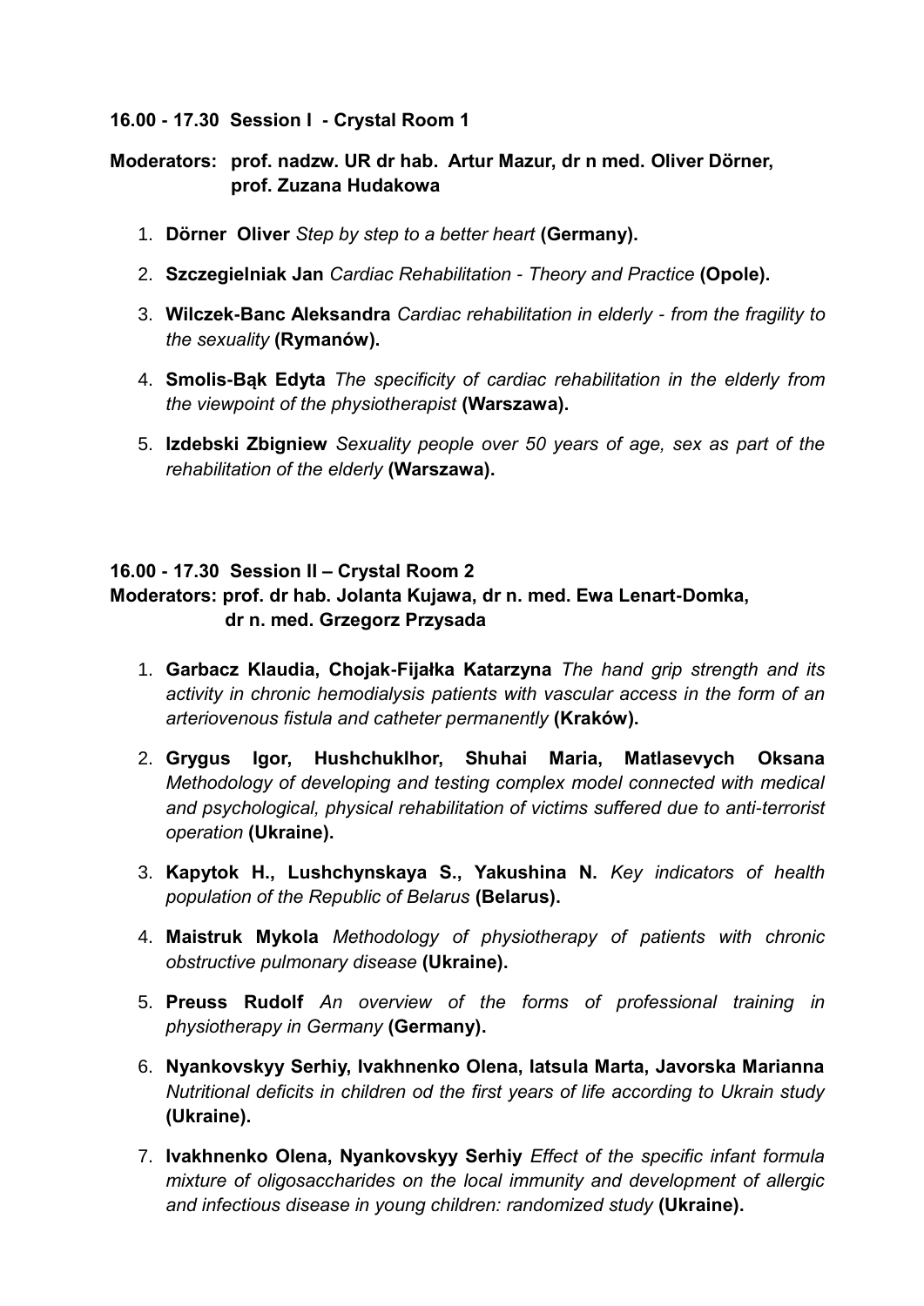**16.00 - 17.30 Session I - Crystal Room 1**

**Moderators: prof. nadzw. UR dr hab. Artur Mazur, dr n med. Oliver Dörner, prof. Zuzana Hudakowa**

1. **Dörner Oliver** *Step by step to a better heart* **(Germany).**
2. **Szczegielniak Jan** *Cardiac Rehabilitation - Theory and Practice* **(Opole).**
3. **Wilczek-Banc Aleksandra** *Cardiac rehabilitation in elderly - from the fragility to the sexuality* **(Rymanów).**
4. **Smolis-Bąk Edyta** *The specificity of cardiac rehabilitation in the elderly from the viewpoint of the physiotherapist* **(Warszawa).**
5. **Izdebski Zbigniew** *Sexuality people over 50 years of age, sex as part of the rehabilitation of the elderly* **(Warszawa).**

**16.00 - 17.30 Session II – Crystal Room 2**

**Moderators: prof. dr hab. Jolanta Kujawa, dr n. med. Ewa Lenart-Domka, dr n. med. Grzegorz Przysada**

1. **Garbacz Klaudia, Chojak-Fijałka Katarzyna** *The hand grip strength and its activity in chronic hemodialysis patients with vascular access in the form of an arteriovenous fistula and catheter permanently* **(Kraków).**
2. **Grygus Igor, Hushchuklhor, Shuhai Maria, Matlasevych Oksana** *Methodology of developing and testing complex model connected with medical and psychological, physical rehabilitation of victims suffered due to anti-terrorist operation* **(Ukraine).**
3. **Kapytok H., Lushchynskaya S., Yakushina N.** *Key indicators of health population of the Republic of Belarus* **(Belarus).**
4. **Maistruk Mykola** *Methodology of physiotherapy of patients with chronic obstructive pulmonary disease* **(Ukraine).**
5. **Preuss Rudolf** *An overview of the forms of professional training in physiotherapy in Germany* **(Germany).**
6. **Nyankovskyy Serhiy, Ivakhnenko Olena, Iatsula Marta, Javorska Marianna** *Nutritional deficits in children od the first years of life according to Ukrain study* **(Ukraine).**
7. **Ivakhnenko Olena, Nyankovskyy Serhiy** *Effect of the specific infant formula mixture of oligosaccharides on the local immunity and development of allergic and infectious disease in young children: randomized study* **(Ukraine).**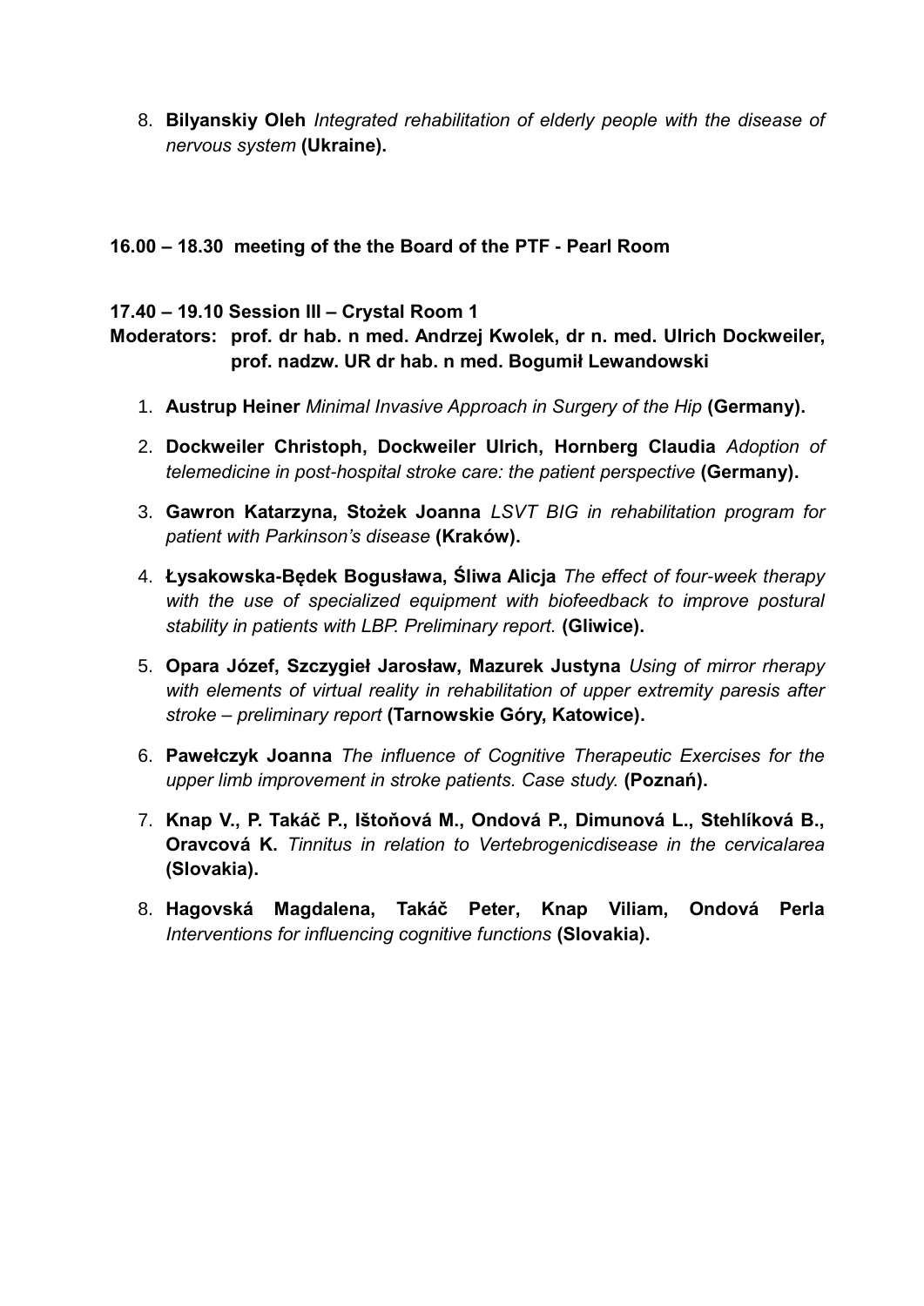8. **Bilyanskiy Oleh** *Integrated rehabilitation of elderly people with the disease of nervous system* **(Ukraine).**

**16.00 – 18.30 meeting of the the Board of the PTF - Pearl Room**

**17.40 – 19.10 Session III – Crystal Room 1**

**Moderators: prof. dr hab. n med. Andrzej Kwolek, dr n. med. Ulrich Dockweiler, prof. nadzw. UR dr hab. n med. Bogumił Lewandowski**

1. **Austrup Heiner** *Minimal Invasive Approach in Surgery of the Hip* **(Germany).**
2. **Dockweiler Christoph, Dockweiler Ulrich, Hornberg Claudia** *Adoption of telemedicine in post-hospital stroke care: the patient perspective* **(Germany).**
3. **Gawron Katarzyna, Stożek Joanna** *LSVT BIG in rehabilitation program for patient with Parkinson's disease* **(Kraków).**
4. **Łysakowska-Będek Bogusława, Śliwa Alicja** *The effect of four-week therapy with the use of specialized equipment with biofeedback to improve postural stability in patients with LBP. Preliminary report.* **(Gliwice).**
5. **Opara Józef, Szczygieł Jarosław, Mazurek Justyna** *Using of mirror rherapy with elements of virtual reality in rehabilitation of upper extremity paresis after stroke – preliminary report* **(Tarnowskie Góry, Katowice).**
6. **Pawełczyk Joanna** *The influence of Cognitive Therapeutic Exercises for the upper limb improvement in stroke patients. Case study.* **(Poznań).**
7. **Knap V., P. Takáč P., Ištoňová M., Ondová P., Dimunová L., Stehlíková B., Oravcová K.** *Tinnitus in relation to Vertebrogenicdisease in the cervicalarea* **(Slovakia).**
8. **Hagovská Magdalena, Takáč Peter, Knap Viliam, Ondová Perla** *Interventions for influencing cognitive functions* **(Slovakia).**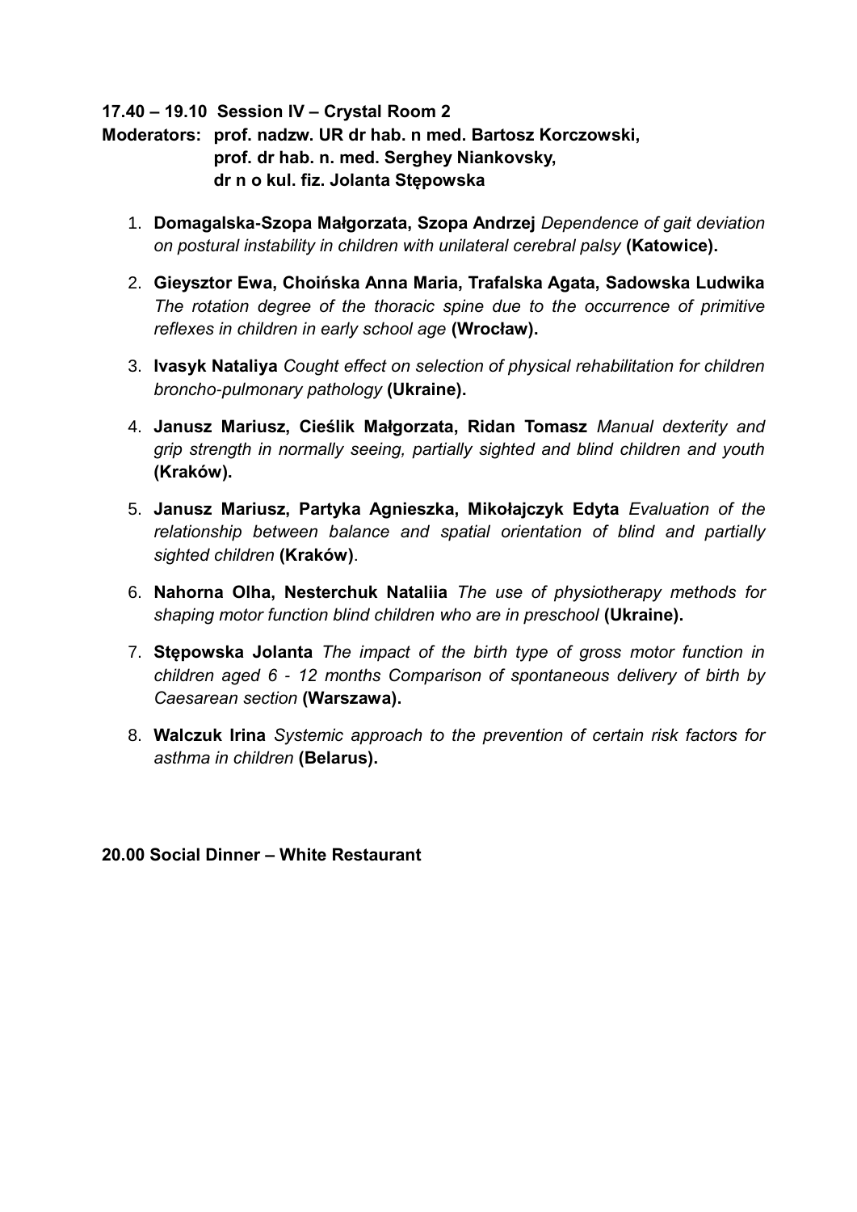**17.40 – 19.10 Session IV – Crystal Room 2**

**Moderators: prof. nadzw. UR dr hab. n med. Bartosz Korczowski,
prof. dr hab. n. med. Serghey Niankovsky,
dr n o kul. fiz. Jolanta Stępowska**

1. **Domagalska-Szopa Małgorzata, Szopa Andrzej** *Dependence of gait deviation on postural instability in children with unilateral cerebral palsy* **(Katowice).**
2. **Gieysztor Ewa, Choińska Anna Maria, Trafalska Agata, Sadowska Ludwika** *The rotation degree of the thoracic spine due to the occurrence of primitive reflexes in children in early school age* **(Wrocław).**
3. **Ivasyk Nataliya** *Cought effect on selection of physical rehabilitation for children broncho-pulmonary pathology* **(Ukraine).**
4. **Janusz Mariusz, Cieślik Małgorzata, Ridan Tomasz** *Manual dexterity and grip strength in normally seeing, partially sighted and blind children and youth* **(Kraków).**
5. **Janusz Mariusz, Partyka Agnieszka, Mikołajczyk Edyta** *Evaluation of the relationship between balance and spatial orientation of blind and partially sighted children* **(Kraków)**.
6. **Nahorna Olha, Nesterchuk Nataliia** *The use of physiotherapy methods for shaping motor function blind children who are in preschool* **(Ukraine).**
7. **Stępowska Jolanta** *The impact of the birth type of gross motor function in children aged 6 - 12 months Comparison of spontaneous delivery of birth by Caesarean section* **(Warszawa).**
8. **Walczuk Irina** *Systemic approach to the prevention of certain risk factors for asthma in children* **(Belarus).**

**20.00 Social Dinner – White Restaurant**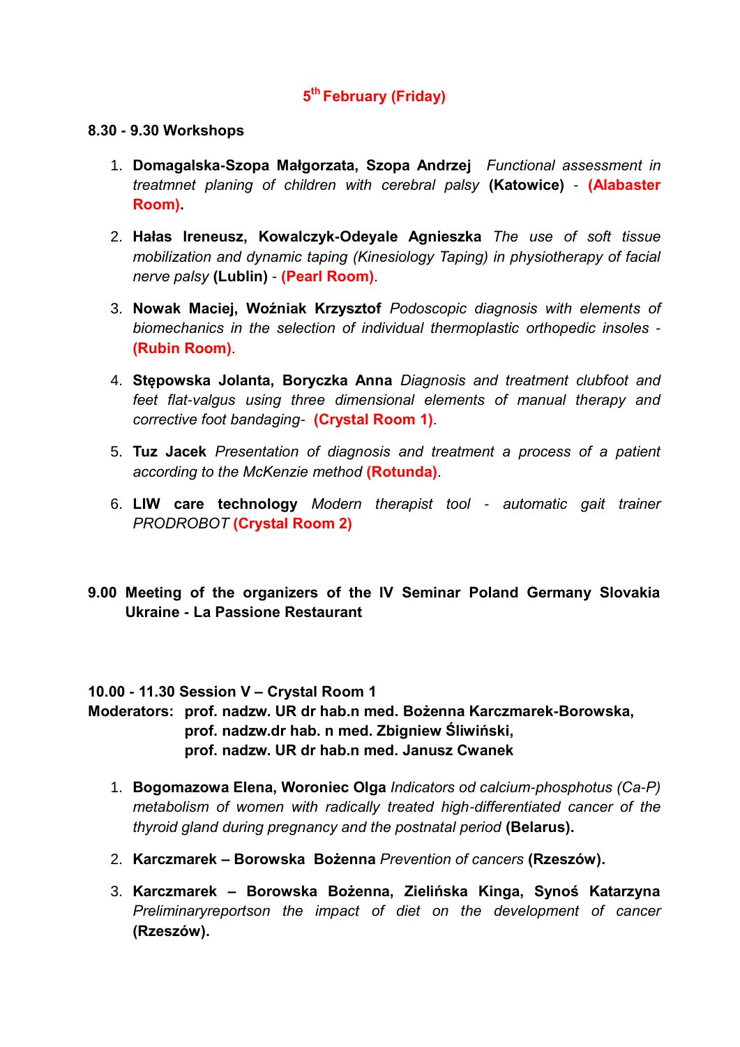## 5th February (Friday)

**8.30 - 9.30 Workshops**

1. **Domagalska-Szopa Małgorzata, Szopa Andrzej** *Functional assessment in treatmnet planing of children with cerebral palsy* **(Katowice)** - **(Alabaster Room).**
2. **Hałas Ireneusz, Kowalczyk-Odeyale Agnieszka** *The use of soft tissue mobilization and dynamic taping (Kinesiology Taping) in physiotherapy of facial nerve palsy* **(Lublin)** - **(Pearl Room)**.
3. **Nowak Maciej, Woźniak Krzysztof** *Podoscopic diagnosis with elements of biomechanics in the selection of individual thermoplastic orthopedic insoles* - **(Rubin Room)**.
4. **Stępowska Jolanta, Boryczka Anna** *Diagnosis and treatment clubfoot and feet flat-valgus using three dimensional elements of manual therapy and corrective foot bandaging-* **(Crystal Room 1)**.
5. **Tuz Jacek** *Presentation of diagnosis and treatment a process of a patient according to the McKenzie method* **(Rotunda)**.
6. **LIW care technology** *Modern therapist tool - automatic gait trainer PRODROBOT* **(Crystal Room 2)**

**9.00 Meeting of the organizers of the IV Seminar Poland Germany Slovakia Ukraine - La Passione Restaurant**

**10.00 - 11.30 Session V – Crystal Room 1**
**Moderators: prof. nadzw. UR dr hab.n med. Bożenna Karczmarek-Borowska,**
**prof. nadzw.dr hab. n med. Zbigniew Śliwiński,**
**prof. nadzw. UR dr hab.n med. Janusz Cwanek**

1. **Bogomazowa Elena, Woroniec Olga** *Indicators od calcium-phosphotus (Ca-P) metabolism of women with radically treated high-differentiated cancer of the thyroid gland during pregnancy and the postnatal period* **(Belarus).**
2. **Karczmarek – Borowska Bożenna** *Prevention of cancers* **(Rzeszów).**
3. **Karczmarek – Borowska Bożenna, Zielińska Kinga, Synoś Katarzyna** *Preliminaryreportson the impact of diet on the development of cancer* **(Rzeszów).**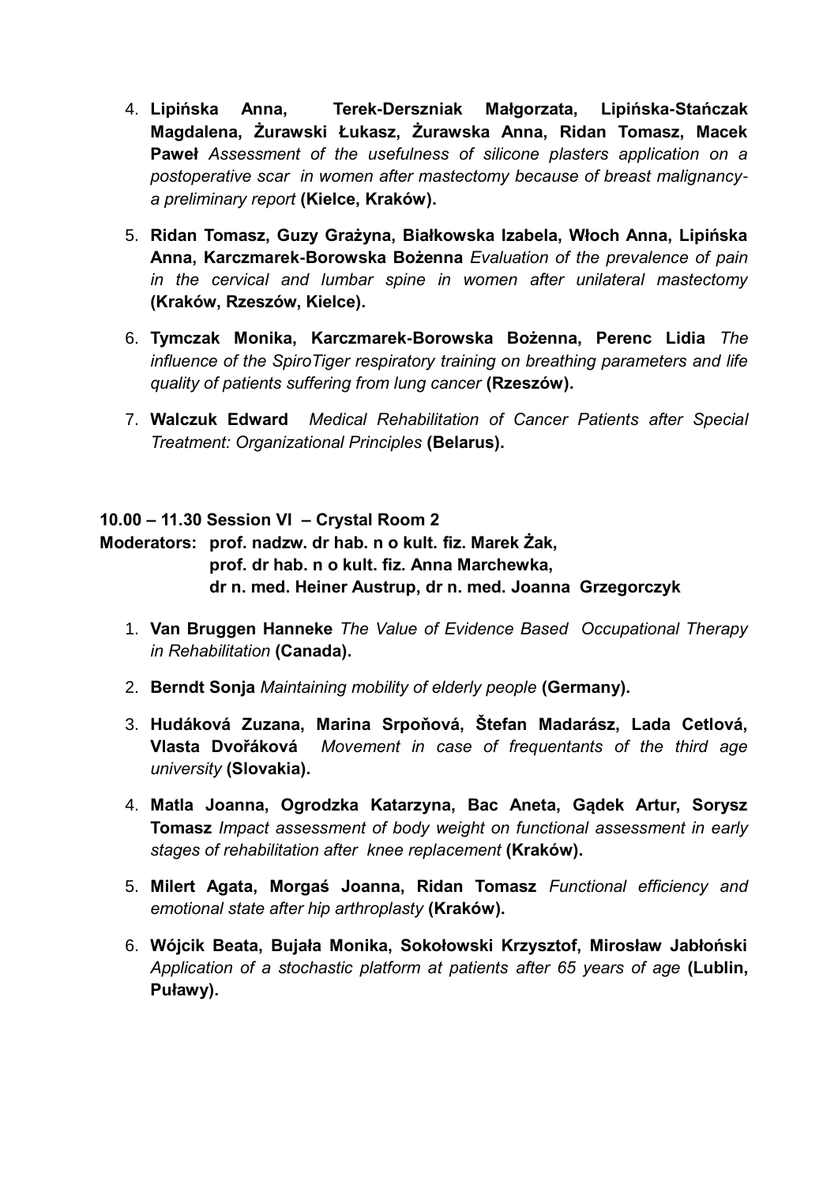4. **Lipińska Anna, Terek-Derszniak Małgorzata, Lipińska-Stańczak Magdalena, Żurawski Łukasz, Żurawska Anna, Ridan Tomasz, Macek Paweł** *Assessment of the usefulness of silicone plasters application on a postoperative scar in women after mastectomy because of breast malignancy- a preliminary report* **(Kielce, Kraków).**

5. **Ridan Tomasz, Guzy Grażyna, Białkowska Izabela, Włoch Anna, Lipińska Anna, Karczmarek-Borowska Bożenna** *Evaluation of the prevalence of pain in the cervical and lumbar spine in women after unilateral mastectomy* **(Kraków, Rzeszów, Kielce).**

6. **Tymczak Monika, Karczmarek-Borowska Bożenna, Perenc Lidia** *The influence of the SpiroTiger respiratory training on breathing parameters and life quality of patients suffering from lung cancer* **(Rzeszów).**

7. **Walczuk Edward** *Medical Rehabilitation of Cancer Patients after Special Treatment: Organizational Principles* **(Belarus).**

**10.00 – 11.30 Session VI – Crystal Room 2**

**Moderators: prof. nadzw. dr hab. n o kult. fiz. Marek Żak, prof. dr hab. n o kult. fiz. Anna Marchewka, dr n. med. Heiner Austrup, dr n. med. Joanna Grzegorczyk**

1. **Van Bruggen Hanneke** *The Value of Evidence Based Occupational Therapy in Rehabilitation* **(Canada).**

2. **Berndt Sonja** *Maintaining mobility of elderly people* **(Germany).**

3. **Hudáková Zuzana, Marina Srpoňová, Štefan Madarász, Lada Cetlová, Vlasta Dvořáková** *Movement in case of frequentants of the third age university* **(Slovakia).**

4. **Matla Joanna, Ogrodzka Katarzyna, Bac Aneta, Gądek Artur, Sorysz Tomasz** *Impact assessment of body weight on functional assessment in early stages of rehabilitation after knee replacement* **(Kraków).**

5. **Milert Agata, Morgaś Joanna, Ridan Tomasz** *Functional efficiency and emotional state after hip arthroplasty* **(Kraków).**

6. **Wójcik Beata, Bujała Monika, Sokołowski Krzysztof, Mirosław Jabłoński** *Application of a stochastic platform at patients after 65 years of age* **(Lublin, Puławy).**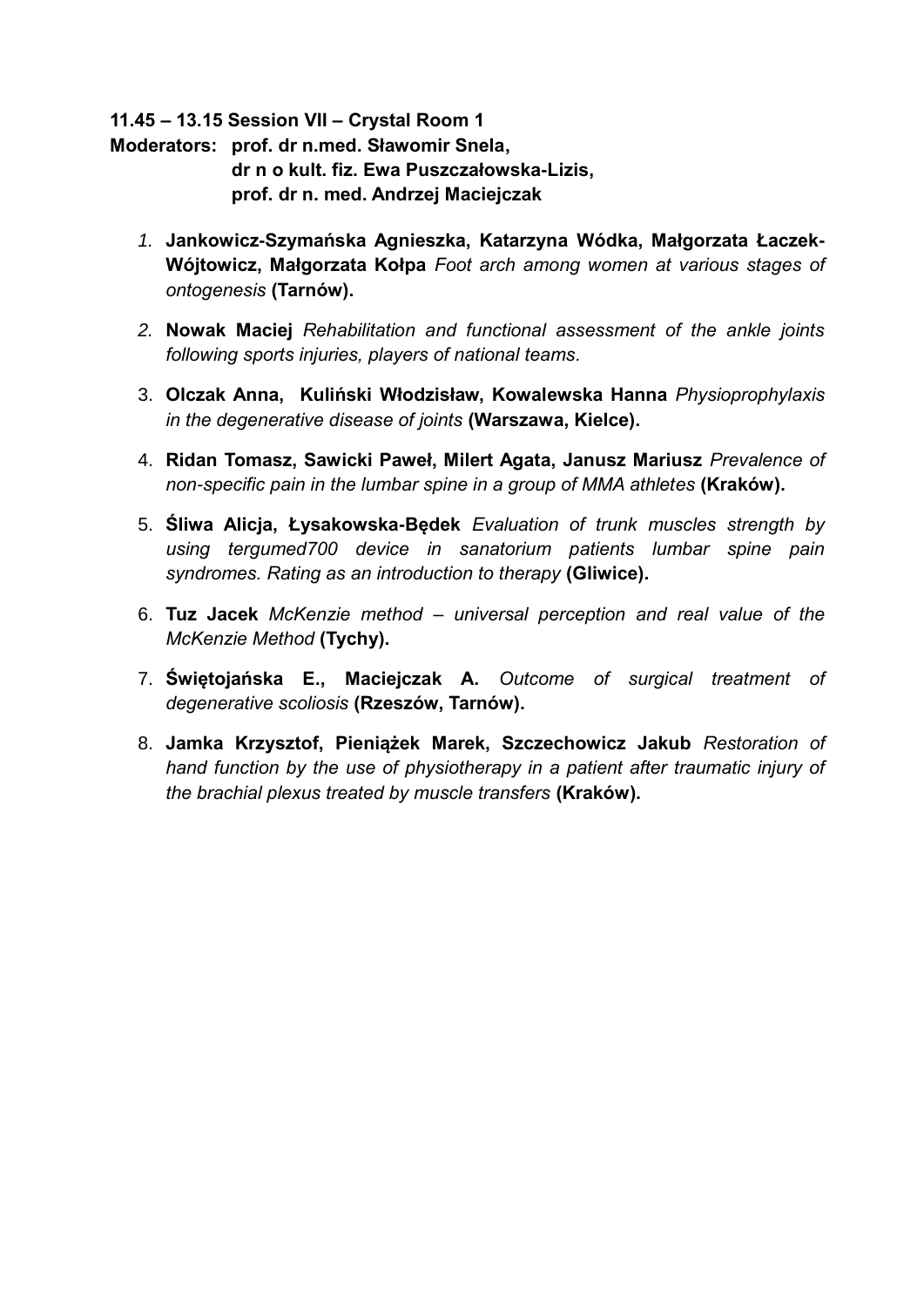**11.45 – 13.15 Session VII – Crystal Room 1**

**Moderators: prof. dr n.med. Sławomir Snela,**
**dr n o kult. fiz. Ewa Puszczałowska-Lizis,**
**prof. dr n. med. Andrzej Maciejczak**

1. **Jankowicz-Szymańska Agnieszka, Katarzyna Wódka, Małgorzata Łaczek-Wójtowicz, Małgorzata Kołpa** *Foot arch among women at various stages of ontogenesis* **(Tarnów).**
2. **Nowak Maciej** *Rehabilitation and functional assessment of the ankle joints following sports injuries, players of national teams.*
3. **Olczak Anna, Kuliński Włodzisław, Kowalewska Hanna** *Physioprophylaxis in the degenerative disease of joints* **(Warszawa, Kielce).**
4. **Ridan Tomasz, Sawicki Paweł, Milert Agata, Janusz Mariusz** *Prevalence of non-specific pain in the lumbar spine in a group of MMA athletes* **(Kraków).**
5. **Śliwa Alicja, Łysakowska-Będek** *Evaluation of trunk muscles strength by using tergumed700 device in sanatorium patients lumbar spine pain syndromes. Rating as an introduction to therapy* **(Gliwice).**
6. **Tuz Jacek** *McKenzie method – universal perception and real value of the McKenzie Method* **(Tychy).**
7. **Świętojańska E., Maciejczak A.** *Outcome of surgical treatment of degenerative scoliosis* **(Rzeszów, Tarnów).**
8. **Jamka Krzysztof, Pieniążek Marek, Szczechowicz Jakub** *Restoration of hand function by the use of physiotherapy in a patient after traumatic injury of the brachial plexus treated by muscle transfers* **(Kraków).**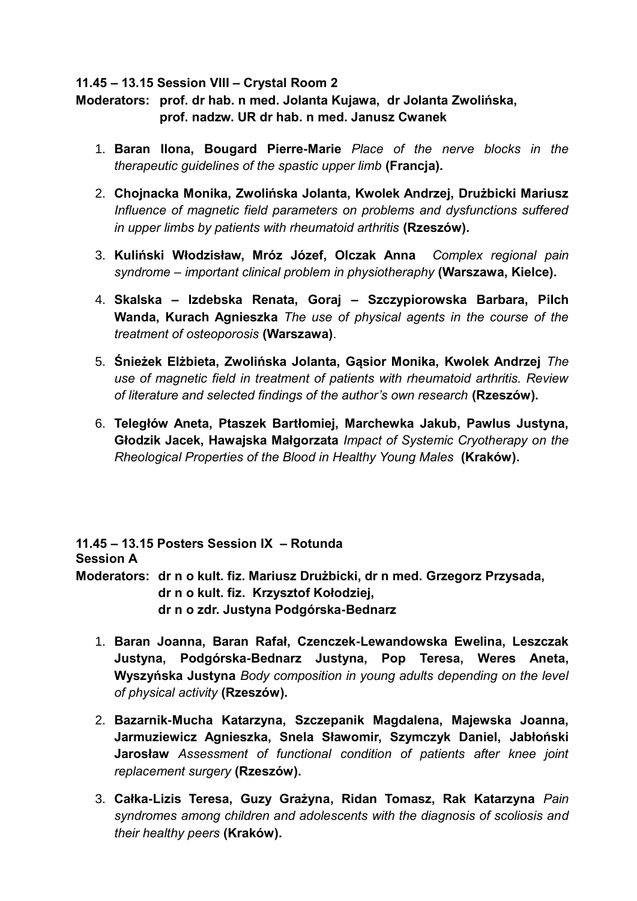**11.45 – 13.15 Session VIII – Crystal Room 2**

**Moderators: prof. dr hab. n med. Jolanta Kujawa, dr Jolanta Zwolińska, prof. nadzw. UR dr hab. n med. Janusz Cwanek**

1. **Baran Ilona, Bougard Pierre-Marie** *Place of the nerve blocks in the therapeutic guidelines of the spastic upper limb* **(Francja).**
2. **Chojnacka Monika, Zwolińska Jolanta, Kwolek Andrzej, Drużbicki Mariusz** *Influence of magnetic field parameters on problems and dysfunctions suffered in upper limbs by patients with rheumatoid arthritis* **(Rzeszów).**
3. **Kuliński Włodzisław, Mróz Józef, Olczak Anna** *Complex regional pain syndrome – important clinical problem in physiotheraphy* **(Warszawa, Kielce).**
4. **Skalska – Izdebska Renata, Goraj – Szczypiorowska Barbara, Pilch Wanda, Kurach Agnieszka** *The use of physical agents in the course of the treatment of osteoporosis* **(Warszawa)**.
5. **Śnieżek Elżbieta, Zwolińska Jolanta, Gąsior Monika, Kwolek Andrzej** *The use of magnetic field in treatment of patients with rheumatoid arthritis. Review of literature and selected findings of the author's own research* **(Rzeszów).**
6. **Teległów Aneta, Ptaszek Bartłomiej, Marchewka Jakub, Pawlus Justyna, Głodzik Jacek, Hawajska Małgorzata** *Impact of Systemic Cryotherapy on the Rheological Properties of the Blood in Healthy Young Males* **(Kraków).**

**11.45 – 13.15 Posters Session IX – Rotunda**

**Session A**

**Moderators: dr n o kult. fiz. Mariusz Drużbicki, dr n med. Grzegorz Przysada, dr n o kult. fiz. Krzysztof Kołodziej, dr n o zdr. Justyna Podgórska-Bednarz**

1. **Baran Joanna, Baran Rafał, Czenczek-Lewandowska Ewelina, Leszczak Justyna, Podgórska-Bednarz Justyna, Pop Teresa, Weres Aneta, Wyszyńska Justyna** *Body composition in young adults depending on the level of physical activity* **(Rzeszów).**
2. **Bazarnik-Mucha Katarzyna, Szczepanik Magdalena, Majewska Joanna, Jarmuziewicz Agnieszka, Snela Sławomir, Szymczyk Daniel, Jabłoński Jarosław** *Assessment of functional condition of patients after knee joint replacement surgery* **(Rzeszów).**
3. **Całka-Lizis Teresa, Guzy Grażyna, Ridan Tomasz, Rak Katarzyna** *Pain syndromes among children and adolescents with the diagnosis of scoliosis and their healthy peers* **(Kraków).**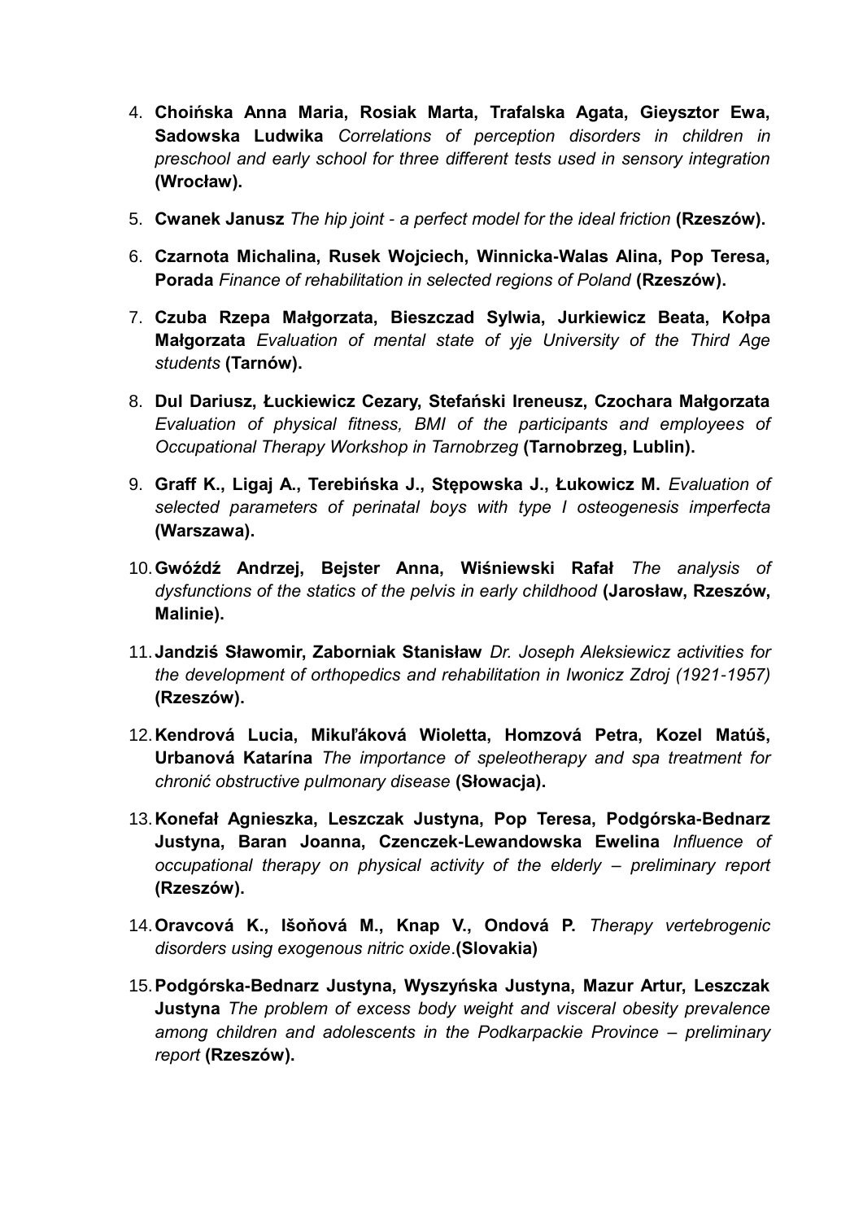4. **Choińska Anna Maria, Rosiak Marta, Trafalska Agata, Gieysztor Ewa, Sadowska Ludwika** *Correlations of perception disorders in children in preschool and early school for three different tests used in sensory integration* **(Wrocław).**
5. **Cwanek Janusz** *The hip joint - a perfect model for the ideal friction* **(Rzeszów).**
6. **Czarnota Michalina, Rusek Wojciech, Winnicka-Walas Alina, Pop Teresa, Porada** *Finance of rehabilitation in selected regions of Poland* **(Rzeszów).**
7. **Czuba Rzepa Małgorzata, Bieszczad Sylwia, Jurkiewicz Beata, Kołpa Małgorzata** *Evaluation of mental state of yje University of the Third Age students* **(Tarnów).**
8. **Dul Dariusz, Łuckiewicz Cezary, Stefański Ireneusz, Czochara Małgorzata** *Evaluation of physical fitness, BMI of the participants and employees of Occupational Therapy Workshop in Tarnobrzeg* **(Tarnobrzeg, Lublin).**
9. **Graff K., Ligaj A., Terebińska J., Stępowska J., Łukowicz M.** *Evaluation of selected parameters of perinatal boys with type I osteogenesis imperfecta* **(Warszawa).**
10. **Gwóźdź Andrzej, Bejster Anna, Wiśniewski Rafał** *The analysis of dysfunctions of the statics of the pelvis in early childhood* **(Jarosław, Rzeszów, Malinie).**
11. **Jandziś Sławomir, Zaborniak Stanisław** *Dr. Joseph Aleksiewicz activities for the development of orthopedics and rehabilitation in Iwonicz Zdroj (1921-1957)* **(Rzeszów).**
12. **Kendrová Lucia, Mikuľáková Wioletta, Homzová Petra, Kozel Matúš, Urbanová Katarína** *The importance of speleotherapy and spa treatment for chronić obstructive pulmonary disease* **(Słowacja).**
13. **Konefał Agnieszka, Leszczak Justyna, Pop Teresa, Podgórska-Bednarz Justyna, Baran Joanna, Czenczek-Lewandowska Ewelina** *Influence of occupational therapy on physical activity of the elderly – preliminary report* **(Rzeszów).**
14. **Oravcová K., Išoňová M., Knap V., Ondová P.** *Therapy vertebrogenic disorders using exogenous nitric oxide*.**(Slovakia)**
15. **Podgórska-Bednarz Justyna, Wyszyńska Justyna, Mazur Artur, Leszczak Justyna** *The problem of excess body weight and visceral obesity prevalence among children and adolescents in the Podkarpackie Province – preliminary report* **(Rzeszów).**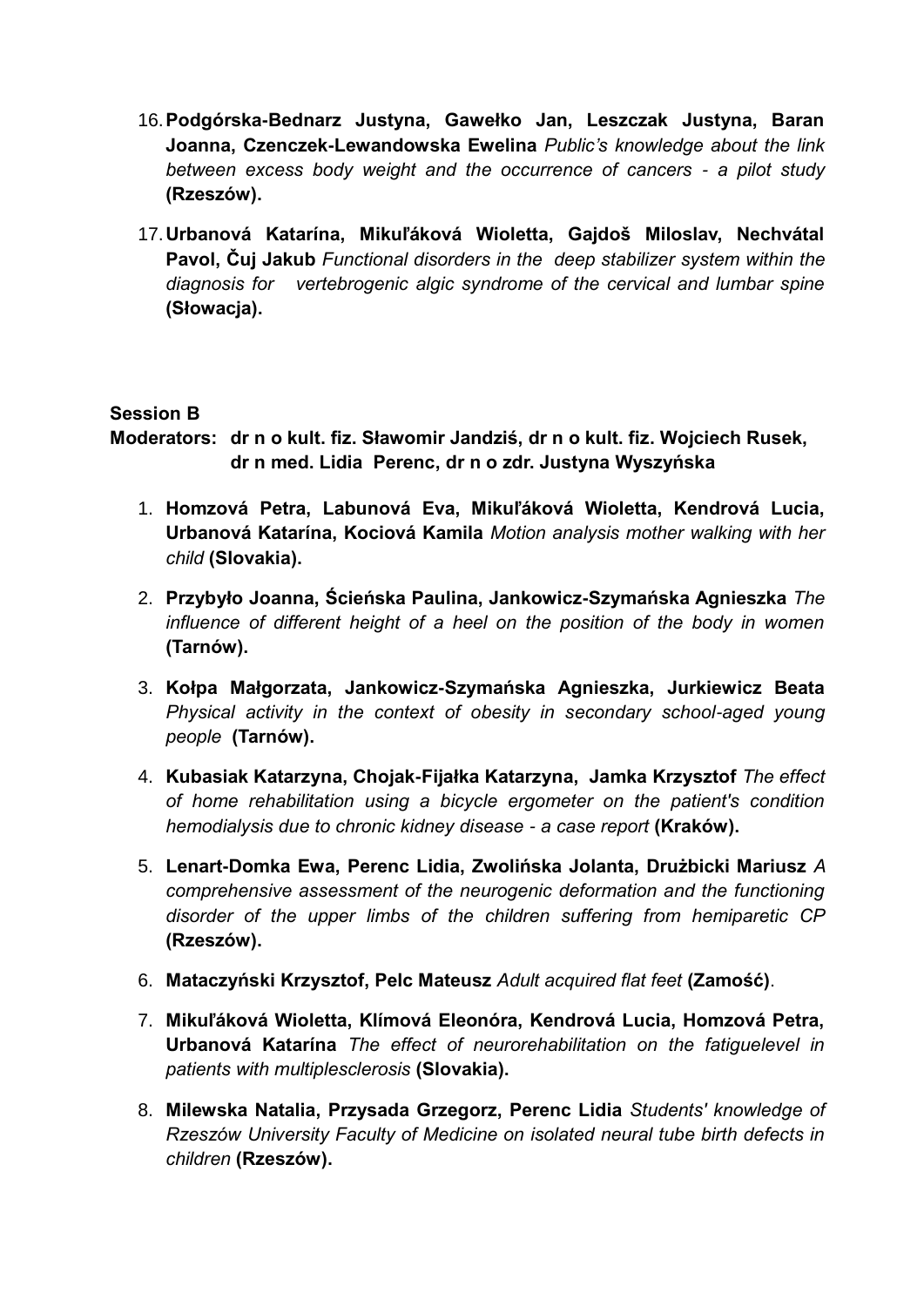16. **Podgórska-Bednarz Justyna, Gawełko Jan, Leszczak Justyna, Baran Joanna, Czenczek-Lewandowska Ewelina** *Public's knowledge about the link between excess body weight and the occurrence of cancers - a pilot study* **(Rzeszów).**

17. **Urbanová Katarína, Mikuľáková Wioletta, Gajdoš Miloslav, Nechvátal Pavol, Čuj Jakub** *Functional disorders in the deep stabilizer system within the diagnosis for vertebrogenic algic syndrome of the cervical and lumbar spine* **(Słowacja).**

**Session B**

**Moderators: dr n o kult. fiz. Sławomir Jandziś, dr n o kult. fiz. Wojciech Rusek, dr n med. Lidia Perenc, dr n o zdr. Justyna Wyszyńska**

1. **Homzová Petra, Labunová Eva, Mikuľáková Wioletta, Kendrová Lucia, Urbanová Katarína, Kociová Kamila** *Motion analysis mother walking with her child* **(Slovakia).**

2. **Przybyło Joanna, Ścieńska Paulina, Jankowicz-Szymańska Agnieszka** *The influence of different height of a heel on the position of the body in women* **(Tarnów).**

3. **Kołpa Małgorzata, Jankowicz-Szymańska Agnieszka, Jurkiewicz Beata** *Physical activity in the context of obesity in secondary school-aged young people* **(Tarnów).**

4. **Kubasiak Katarzyna, Chojak-Fijałka Katarzyna, Jamka Krzysztof** *The effect of home rehabilitation using a bicycle ergometer on the patient's condition hemodialysis due to chronic kidney disease - a case report* **(Kraków).**

5. **Lenart-Domka Ewa, Perenc Lidia, Zwolińska Jolanta, Drużbicki Mariusz** *A comprehensive assessment of the neurogenic deformation and the functioning disorder of the upper limbs of the children suffering from hemiparetic CP* **(Rzeszów).**

6. **Mataczyński Krzysztof, Pelc Mateusz** *Adult acquired flat feet* **(Zamość)**.

7. **Mikuľáková Wioletta, Klímová Eleonóra, Kendrová Lucia, Homzová Petra, Urbanová Katarína** *The effect of neurorehabilitation on the fatiguelevel in patients with multiplesclerosis* **(Slovakia).**

8. **Milewska Natalia, Przysada Grzegorz, Perenc Lidia** *Students' knowledge of Rzeszów University Faculty of Medicine on isolated neural tube birth defects in children* **(Rzeszów).**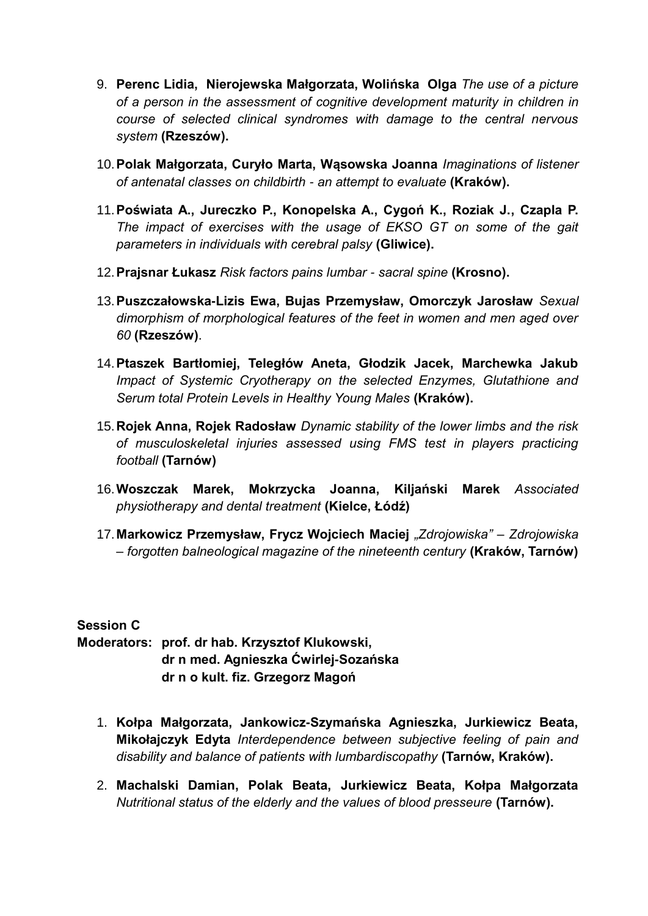9. **Perenc Lidia, Nierojewska Małgorzata, Wolińska Olga** *The use of a picture of a person in the assessment of cognitive development maturity in children in course of selected clinical syndromes with damage to the central nervous system* **(Rzeszów).**

10. **Polak Małgorzata, Curyło Marta, Wąsowska Joanna** *Imaginations of listener of antenatal classes on childbirth - an attempt to evaluate* **(Kraków).**

11. **Poświata A., Jureczko P., Konopelska A., Cygoń K., Roziak J., Czapla P.** *The impact of exercises with the usage of EKSO GT on some of the gait parameters in individuals with cerebral palsy* **(Gliwice).**

12. **Prajsnar Łukasz** *Risk factors pains lumbar - sacral spine* **(Krosno).**

13. **Puszczałowska-Lizis Ewa, Bujas Przemysław, Omorczyk Jarosław** *Sexual dimorphism of morphological features of the feet in women and men aged over 60* **(Rzeszów)**.

14. **Ptaszek Bartłomiej, Teległów Aneta, Głodzik Jacek, Marchewka Jakub** *Impact of Systemic Cryotherapy on the selected Enzymes, Glutathione and Serum total Protein Levels in Healthy Young Males* **(Kraków).**

15. **Rojek Anna, Rojek Radosław** *Dynamic stability of the lower limbs and the risk of musculoskeletal injuries assessed using FMS test in players practicing football* **(Tarnów)**

16. **Woszczak Marek, Mokrzycka Joanna, Kiljański Marek** *Associated physiotherapy and dental treatment* **(Kielce, Łódź)**

17. **Markowicz Przemysław, Frycz Wojciech Maciej** *„Zdrojowiska" – Zdrojowiska – forgotten balneological magazine of the nineteenth century* **(Kraków, Tarnów)**

**Session C**

**Moderators: prof. dr hab. Krzysztof Klukowski,**
**dr n med. Agnieszka Ćwirlej-Sozańska**
**dr n o kult. fiz. Grzegorz Magoń**

1. **Kołpa Małgorzata, Jankowicz-Szymańska Agnieszka, Jurkiewicz Beata, Mikołajczyk Edyta** *Interdependence between subjective feeling of pain and disability and balance of patients with lumbardiscopathy* **(Tarnów, Kraków).**

2. **Machalski Damian, Polak Beata, Jurkiewicz Beata, Kołpa Małgorzata** *Nutritional status of the elderly and the values of blood presseure* **(Tarnów).**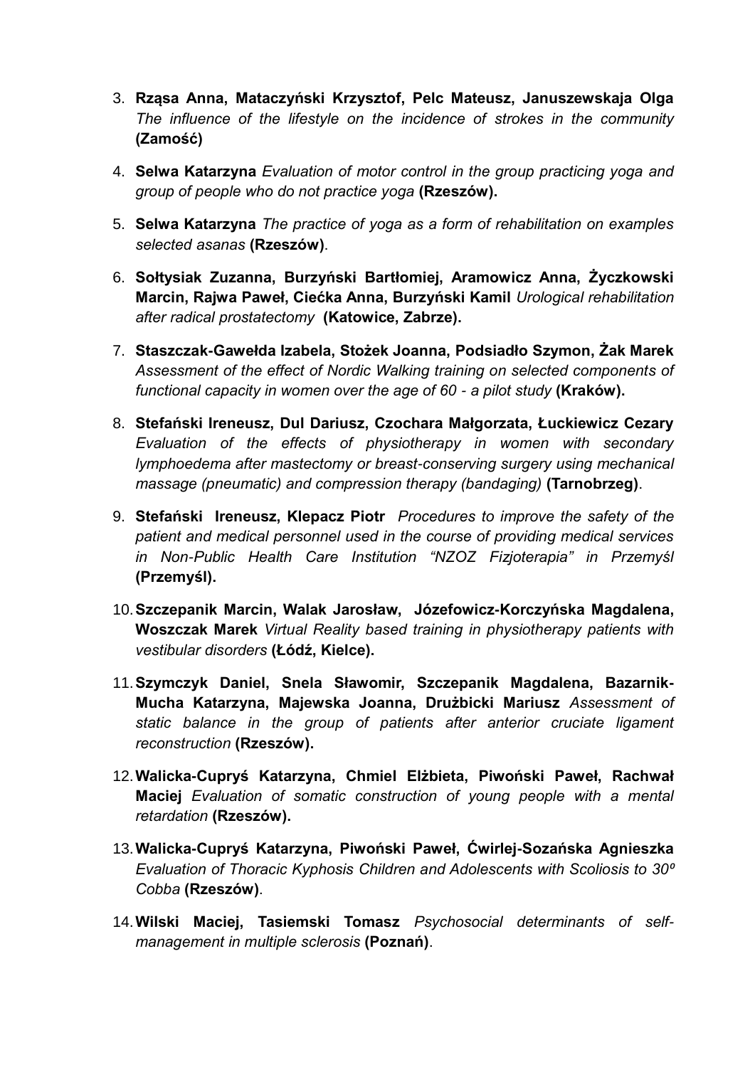3. **Rząsa Anna, Mataczyński Krzysztof, Pelc Mateusz, Januszewskaja Olga** *The influence of the lifestyle on the incidence of strokes in the community* **(Zamość)**

4. **Selwa Katarzyna** *Evaluation of motor control in the group practicing yoga and group of people who do not practice yoga* **(Rzeszów).**

5. **Selwa Katarzyna** *The practice of yoga as a form of rehabilitation on examples selected asanas* **(Rzeszów)**.

6. **Sołtysiak Zuzanna, Burzyński Bartłomiej, Aramowicz Anna, Życzkowski Marcin, Rajwa Paweł, Ciećka Anna, Burzyński Kamil** *Urological rehabilitation after radical prostatectomy* **(Katowice, Zabrze).**

7. **Staszczak-Gawełda Izabela, Stożek Joanna, Podsiadło Szymon, Żak Marek** *Assessment of the effect of Nordic Walking training on selected components of functional capacity in women over the age of 60 - a pilot study* **(Kraków).**

8. **Stefański Ireneusz, Dul Dariusz, Czochara Małgorzata, Łuckiewicz Cezary** *Evaluation of the effects of physiotherapy in women with secondary lymphoedema after mastectomy or breast-conserving surgery using mechanical massage (pneumatic) and compression therapy (bandaging)* **(Tarnobrzeg)**.

9. **Stefański Ireneusz, Klepacz Piotr** *Procedures to improve the safety of the patient and medical personnel used in the course of providing medical services in Non-Public Health Care Institution "NZOZ Fizjoterapia" in Przemyśl* **(Przemyśl).**

10. **Szczepanik Marcin, Walak Jarosław, Józefowicz-Korczyńska Magdalena, Woszczak Marek** *Virtual Reality based training in physiotherapy patients with vestibular disorders* **(Łódź, Kielce).**

11. **Szymczyk Daniel, Snela Sławomir, Szczepanik Magdalena, Bazarnik-Mucha Katarzyna, Majewska Joanna, Drużbicki Mariusz** *Assessment of static balance in the group of patients after anterior cruciate ligament reconstruction* **(Rzeszów).**

12. **Walicka-Cupryś Katarzyna, Chmiel Elżbieta, Piwoński Paweł, Rachwał Maciej** *Evaluation of somatic construction of young people with a mental retardation* **(Rzeszów).**

13. **Walicka-Cupryś Katarzyna, Piwoński Paweł, Ćwirlej-Sozańska Agnieszka** *Evaluation of Thoracic Kyphosis Children and Adolescents with Scoliosis to 30º Cobba* **(Rzeszów)**.

14. **Wilski Maciej, Tasiemski Tomasz** *Psychosocial determinants of self-management in multiple sclerosis* **(Poznań)**.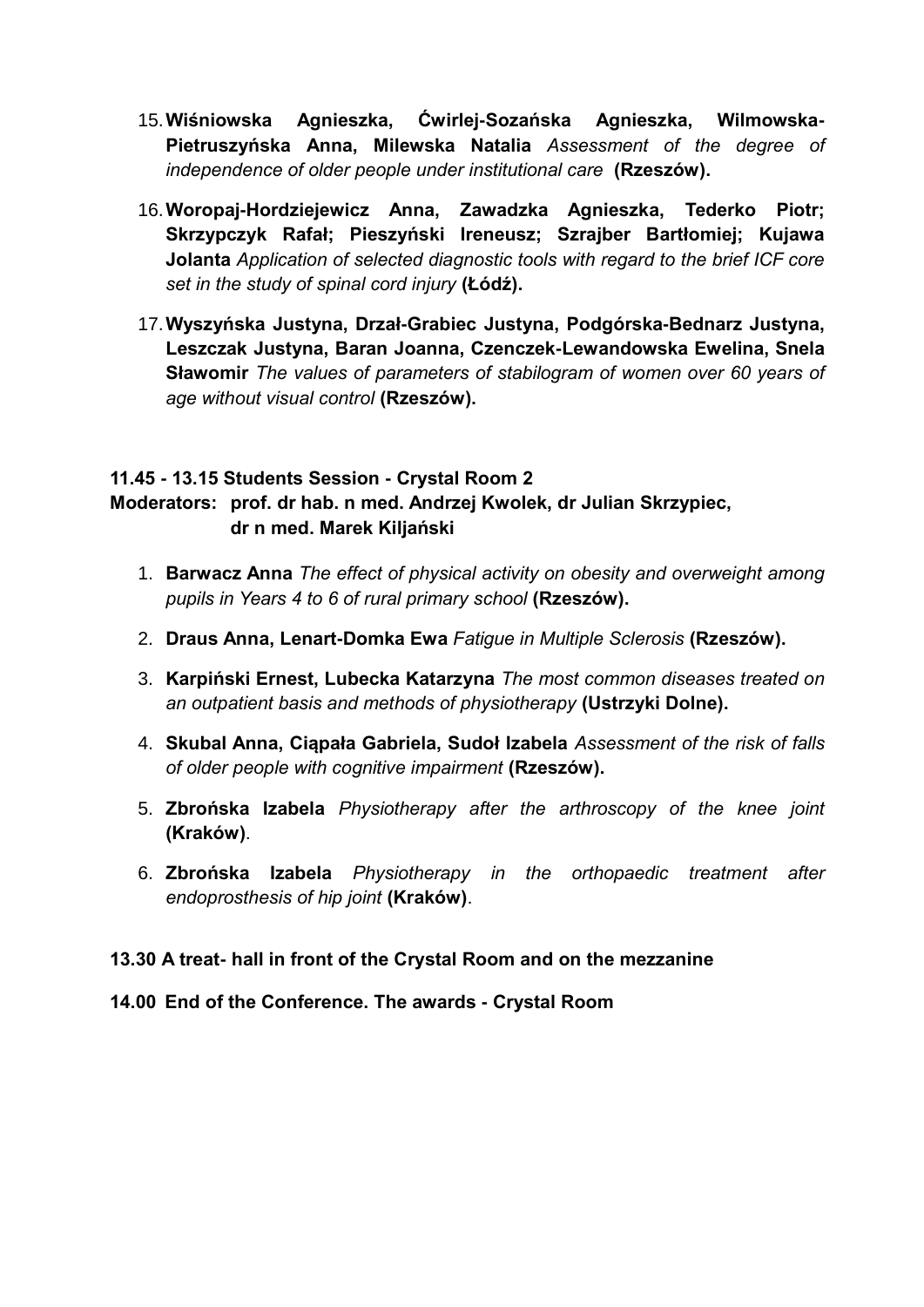15. **Wiśniowska Agnieszka, Ćwirlej-Sozańska Agnieszka, Wilmowska-Pietruszyńska Anna, Milewska Natalia** *Assessment of the degree of independence of older people under institutional care* **(Rzeszów).**
16. **Woropaj-Hordziejewicz Anna, Zawadzka Agnieszka, Tederko Piotr; Skrzypczyk Rafał; Pieszyński Ireneusz; Szrajber Bartłomiej; Kujawa Jolanta** *Application of selected diagnostic tools with regard to the brief ICF core set in the study of spinal cord injury* **(Łódź).**
17. **Wyszyńska Justyna, Drzał-Grabiec Justyna, Podgórska-Bednarz Justyna, Leszczak Justyna, Baran Joanna, Czenczek-Lewandowska Ewelina, Snela Sławomir** *The values of parameters of stabilogram of women over 60 years of age without visual control* **(Rzeszów).**

**11.45 - 13.15 Students Session - Crystal Room 2**
**Moderators: prof. dr hab. n med. Andrzej Kwolek, dr Julian Skrzypiec, dr n med. Marek Kiljański**

1. **Barwacz Anna** *The effect of physical activity on obesity and overweight among pupils in Years 4 to 6 of rural primary school* **(Rzeszów).**
2. **Draus Anna, Lenart-Domka Ewa** *Fatigue in Multiple Sclerosis* **(Rzeszów).**
3. **Karpiński Ernest, Lubecka Katarzyna** *The most common diseases treated on an outpatient basis and methods of physiotherapy* **(Ustrzyki Dolne).**
4. **Skubal Anna, Ciąpała Gabriela, Sudoł Izabela** *Assessment of the risk of falls of older people with cognitive impairment* **(Rzeszów).**
5. **Zbrońska Izabela** *Physiotherapy after the arthroscopy of the knee joint* **(Kraków)**.
6. **Zbrońska Izabela** *Physiotherapy in the orthopaedic treatment after endoprosthesis of hip joint* **(Kraków)**.

**13.30 A treat- hall in front of the Crystal Room and on the mezzanine**

**14.00 End of the Conference. The awards - Crystal Room**